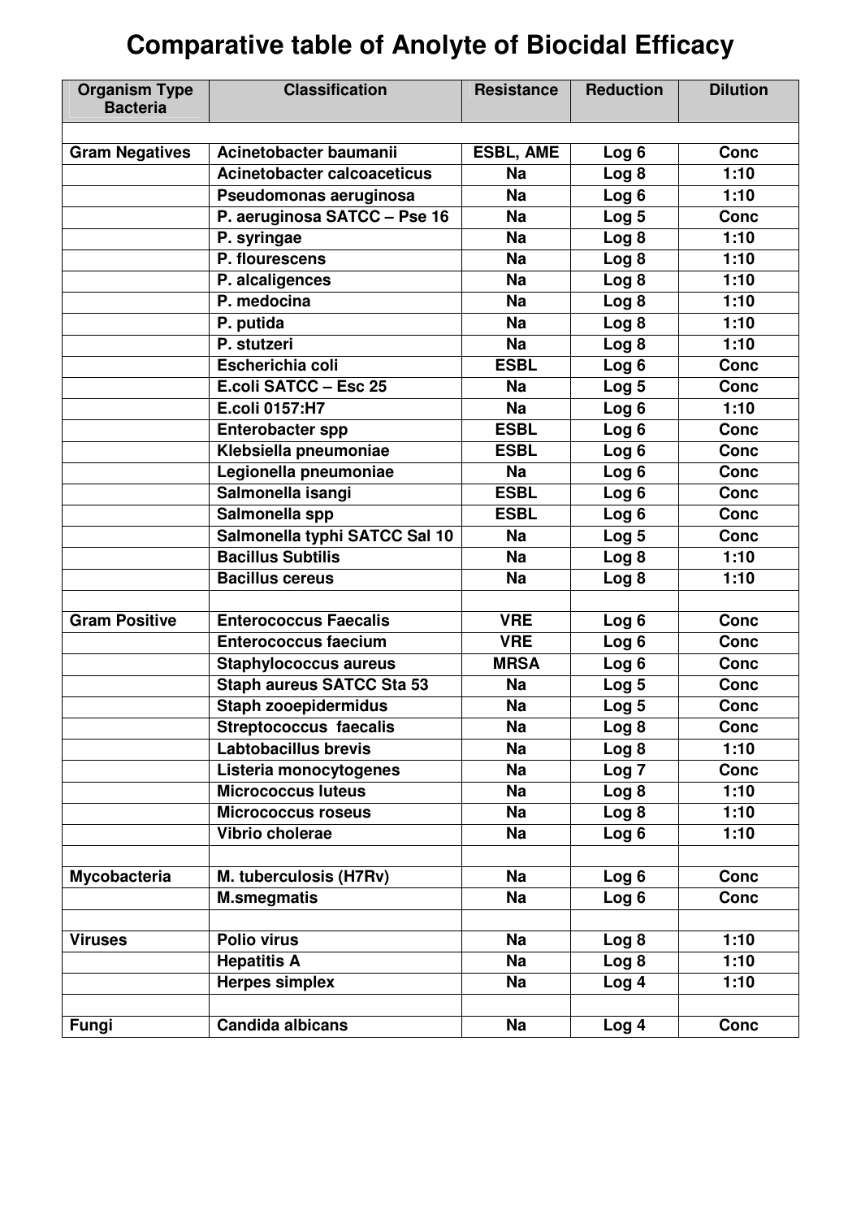# Comparative table of Anolyte of Biocidal Efficacy

| Organism Type Bacteria | Classification | Resistance | Reduction | Dilution |
|---|---|---|---|---|
| | | | | |
| **Gram Negatives** | **Acinetobacter baumanii** | **ESBL, AME** | **Log 6** | **Conc** |
| | **Acinetobacter calcoaceticus** | **Na** | **Log 8** | **1:10** |
| | **Pseudomonas aeruginosa** | **Na** | **Log 6** | **1:10** |
| | **P. aeruginosa SATCC – Pse 16** | **Na** | **Log 5** | **Conc** |
| | **P. syringae** | **Na** | **Log 8** | **1:10** |
| | **P. flourescens** | **Na** | **Log 8** | **1:10** |
| | **P. alcaligences** | **Na** | **Log 8** | **1:10** |
| | **P. medocina** | **Na** | **Log 8** | **1:10** |
| | **P. putida** | **Na** | **Log 8** | **1:10** |
| | **P. stutzeri** | **Na** | **Log 8** | **1:10** |
| | **Escherichia coli** | **ESBL** | **Log 6** | **Conc** |
| | **E.coli SATCC – Esc 25** | **Na** | **Log 5** | **Conc** |
| | **E.coli 0157:H7** | **Na** | **Log 6** | **1:10** |
| | **Enterobacter spp** | **ESBL** | **Log 6** | **Conc** |
| | **Klebsiella pneumoniae** | **ESBL** | **Log 6** | **Conc** |
| | **Legionella pneumoniae** | **Na** | **Log 6** | **Conc** |
| | **Salmonella isangi** | **ESBL** | **Log 6** | **Conc** |
| | **Salmonella spp** | **ESBL** | **Log 6** | **Conc** |
| | **Salmonella typhi SATCC Sal 10** | **Na** | **Log 5** | **Conc** |
| | **Bacillus Subtilis** | **Na** | **Log 8** | **1:10** |
| | **Bacillus cereus** | **Na** | **Log 8** | **1:10** |
| | | | | |
| **Gram Positive** | **Enterococcus Faecalis** | **VRE** | **Log 6** | **Conc** |
| | **Enterococcus faecium** | **VRE** | **Log 6** | **Conc** |
| | **Staphylococcus aureus** | **MRSA** | **Log 6** | **Conc** |
| | **Staph aureus SATCC Sta 53** | **Na** | **Log 5** | **Conc** |
| | **Staph zooepidermidus** | **Na** | **Log 5** | **Conc** |
| | **Streptococcus faecalis** | **Na** | **Log 8** | **Conc** |
| | **Labtobacillus brevis** | **Na** | **Log 8** | **1:10** |
| | **Listeria monocytogenes** | **Na** | **Log 7** | **Conc** |
| | **Micrococcus luteus** | **Na** | **Log 8** | **1:10** |
| | **Micrococcus roseus** | **Na** | **Log 8** | **1:10** |
| | **Vibrio cholerae** | **Na** | **Log 6** | **1:10** |
| | | | | |
| **Mycobacteria** | **M. tuberculosis (H7Rv)** | **Na** | **Log 6** | **Conc** |
| | **M.smegmatis** | **Na** | **Log 6** | **Conc** |
| | | | | |
| **Viruses** | **Polio virus** | **Na** | **Log 8** | **1:10** |
| | **Hepatitis A** | **Na** | **Log 8** | **1:10** |
| | **Herpes simplex** | **Na** | **Log 4** | **1:10** |
| | | | | |
| **Fungi** | **Candida albicans** | **Na** | **Log 4** | **Conc** |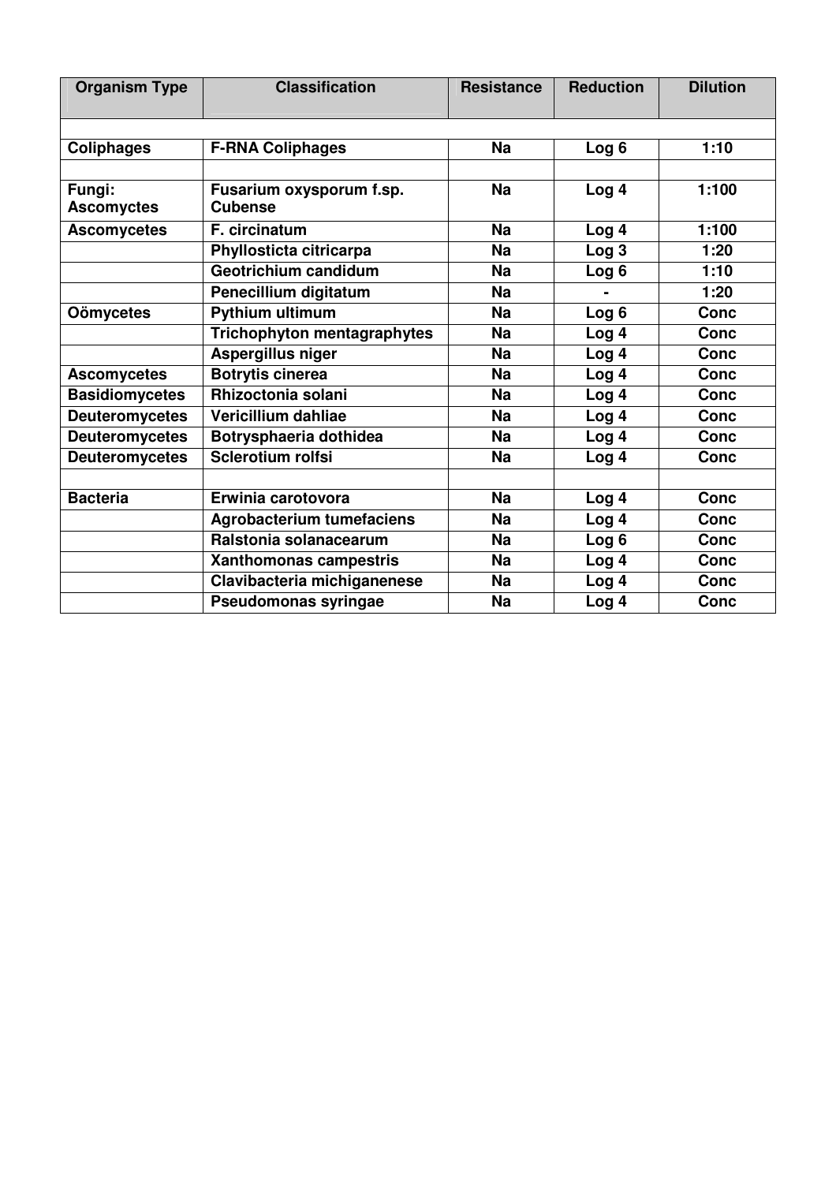| Organism Type | Classification | Resistance | Reduction | Dilution |
|---|---|---|---|---|
| | | | | |
| Coliphages | F-RNA Coliphages | Na | Log 6 | 1:10 |
| | | | | |
| Fungi: Ascomyctes | Fusarium oxysporum f.sp. Cubense | Na | Log 4 | 1:100 |
| Ascomycetes | F. circinatum | Na | Log 4 | 1:100 |
| | Phyllosticta citricarpa | Na | Log 3 | 1:20 |
| | Geotrichium candidum | Na | Log 6 | 1:10 |
| | Penecillium digitatum | Na | - | 1:20 |
| Oömycetes | Pythium ultimum | Na | Log 6 | Conc |
| | Trichophyton mentagraphytes | Na | Log 4 | Conc |
| | Aspergillus niger | Na | Log 4 | Conc |
| Ascomycetes | Botrytis cinerea | Na | Log 4 | Conc |
| Basidiomycetes | Rhizoctonia solani | Na | Log 4 | Conc |
| Deuteromycetes | Vericillium dahliae | Na | Log 4 | Conc |
| Deuteromycetes | Botrysphaeria dothidea | Na | Log 4 | Conc |
| Deuteromycetes | Sclerotium rolfsi | Na | Log 4 | Conc |
| | | | | |
| Bacteria | Erwinia carotovora | Na | Log 4 | Conc |
| | Agrobacterium tumefaciens | Na | Log 4 | Conc |
| | Ralstonia solanacearum | Na | Log 6 | Conc |
| | Xanthomonas campestris | Na | Log 4 | Conc |
| | Clavibacteria michiganenese | Na | Log 4 | Conc |
| | Pseudomonas syringae | Na | Log 4 | Conc |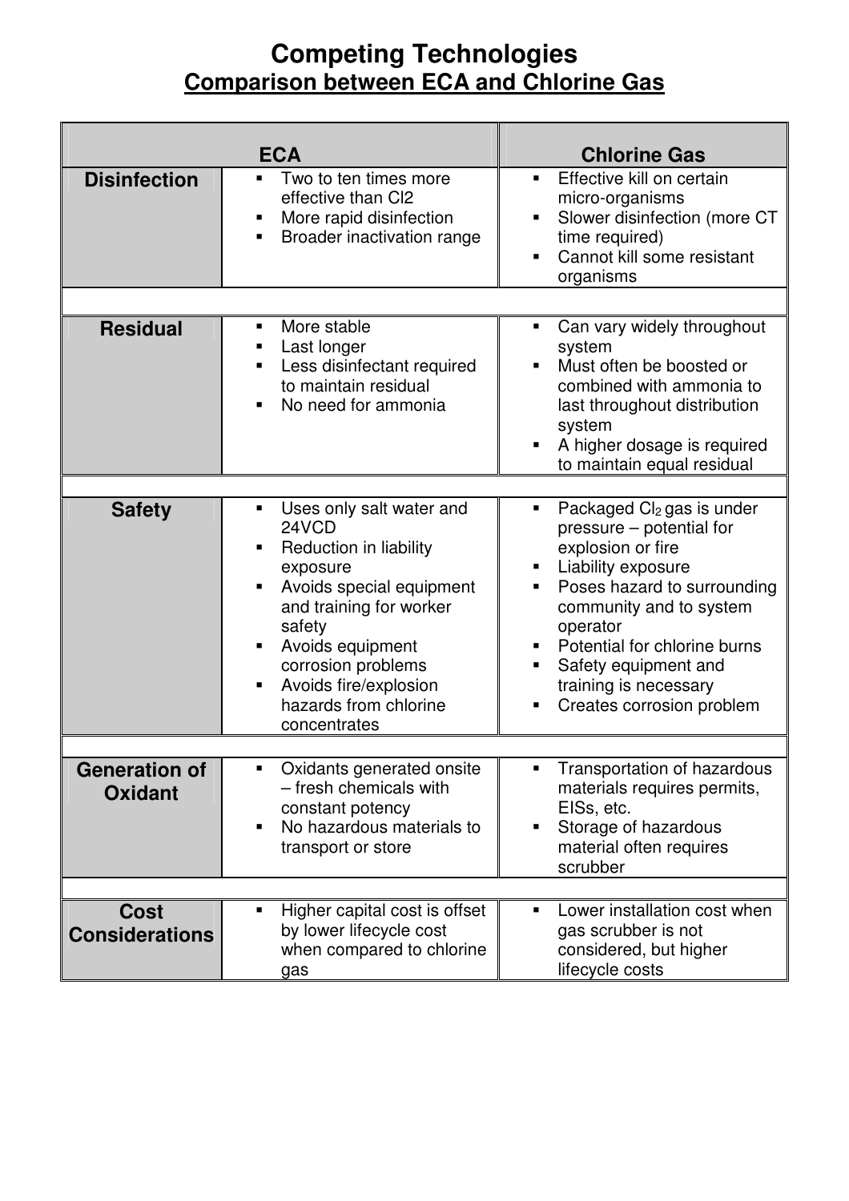# Competing Technologies

## Comparison between ECA and Chlorine Gas

| | ECA | Chlorine Gas |
|---|---|---|
| **Disinfection** | ▪ Two to ten times more effective than Cl2<br>▪ More rapid disinfection<br>▪ Broader inactivation range | ▪ Effective kill on certain micro-organisms<br>▪ Slower disinfection (more CT time required)<br>▪ Cannot kill some resistant organisms |
| **Residual** | ▪ More stable<br>▪ Last longer<br>▪ Less disinfectant required to maintain residual<br>▪ No need for ammonia | ▪ Can vary widely throughout system<br>▪ Must often be boosted or combined with ammonia to last throughout distribution system<br>▪ A higher dosage is required to maintain equal residual |
| **Safety** | ▪ Uses only salt water and 24VCD<br>▪ Reduction in liability exposure<br>▪ Avoids special equipment and training for worker safety<br>▪ Avoids equipment corrosion problems<br>▪ Avoids fire/explosion hazards from chlorine concentrates | ▪ Packaged $Cl_2$ gas is under pressure – potential for explosion or fire<br>▪ Liability exposure<br>▪ Poses hazard to surrounding community and to system operator<br>▪ Potential for chlorine burns<br>▪ Safety equipment and training is necessary<br>▪ Creates corrosion problem |
| **Generation of Oxidant** | ▪ Oxidants generated onsite – fresh chemicals with constant potency<br>▪ No hazardous materials to transport or store | ▪ Transportation of hazardous materials requires permits, EISs, etc.<br>▪ Storage of hazardous material often requires scrubber |
| **Cost Considerations** | ▪ Higher capital cost is offset by lower lifecycle cost when compared to chlorine gas | ▪ Lower installation cost when gas scrubber is not considered, but higher lifecycle costs |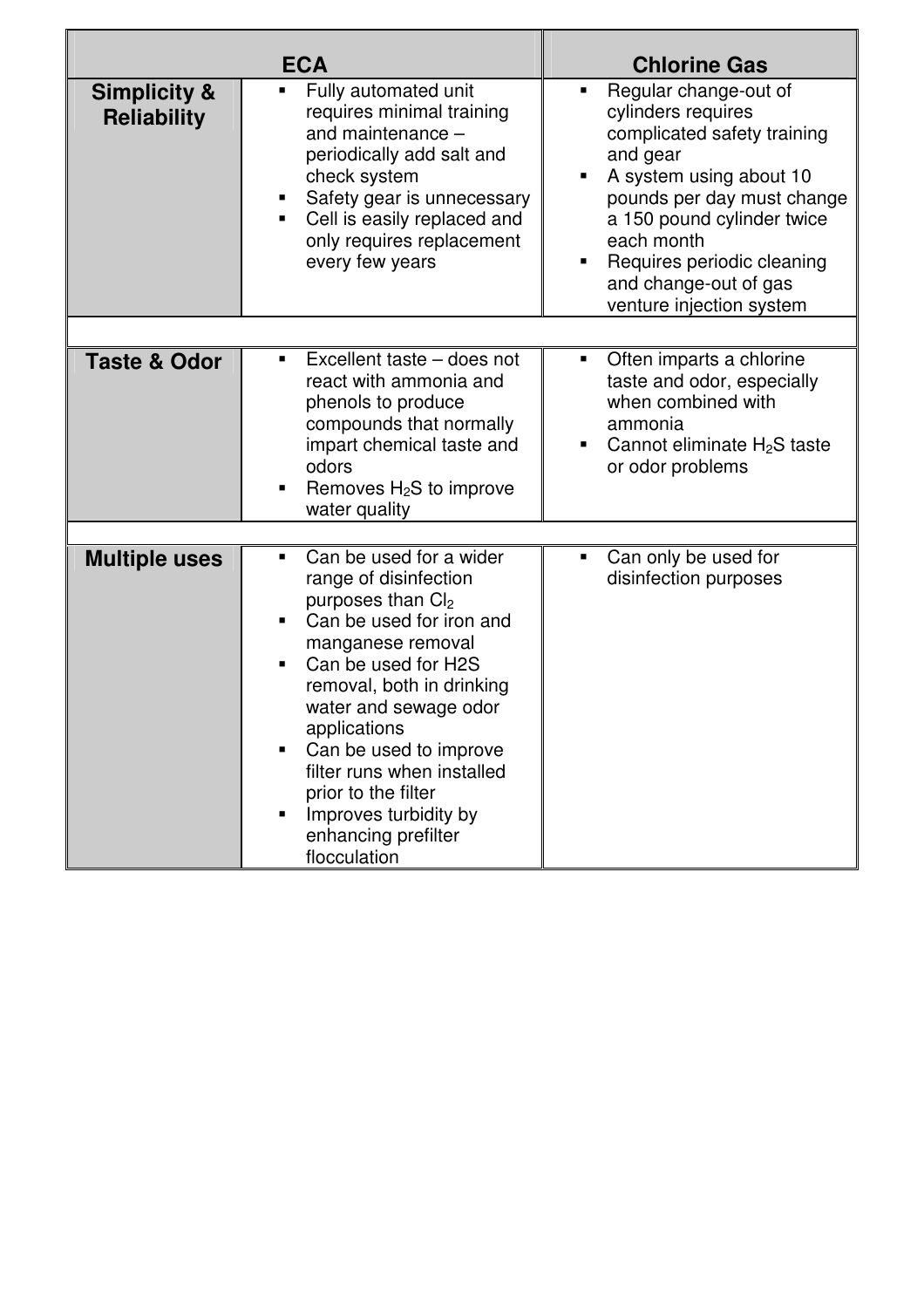| | ECA | Chlorine Gas |
|---|---|---|
| **Simplicity & Reliability** | ▪ Fully automated unit requires minimal training and maintenance – periodically add salt and check system<br>▪ Safety gear is unnecessary<br>▪ Cell is easily replaced and only requires replacement every few years | ▪ Regular change-out of cylinders requires complicated safety training and gear<br>▪ A system using about 10 pounds per day must change a 150 pound cylinder twice each month<br>▪ Requires periodic cleaning and change-out of gas venture injection system |
| | | |
| **Taste & Odor** | ▪ Excellent taste – does not react with ammonia and phenols to produce compounds that normally impart chemical taste and odors<br>▪ Removes $H_2S$ to improve water quality | ▪ Often imparts a chlorine taste and odor, especially when combined with ammonia<br>▪ Cannot eliminate $H_2S$ taste or odor problems |
| | | |
| **Multiple uses** | ▪ Can be used for a wider range of disinfection purposes than $Cl_2$<br>▪ Can be used for iron and manganese removal<br>▪ Can be used for H2S removal, both in drinking water and sewage odor applications<br>▪ Can be used to improve filter runs when installed prior to the filter<br>▪ Improves turbidity by enhancing prefilter flocculation | ▪ Can only be used for disinfection purposes |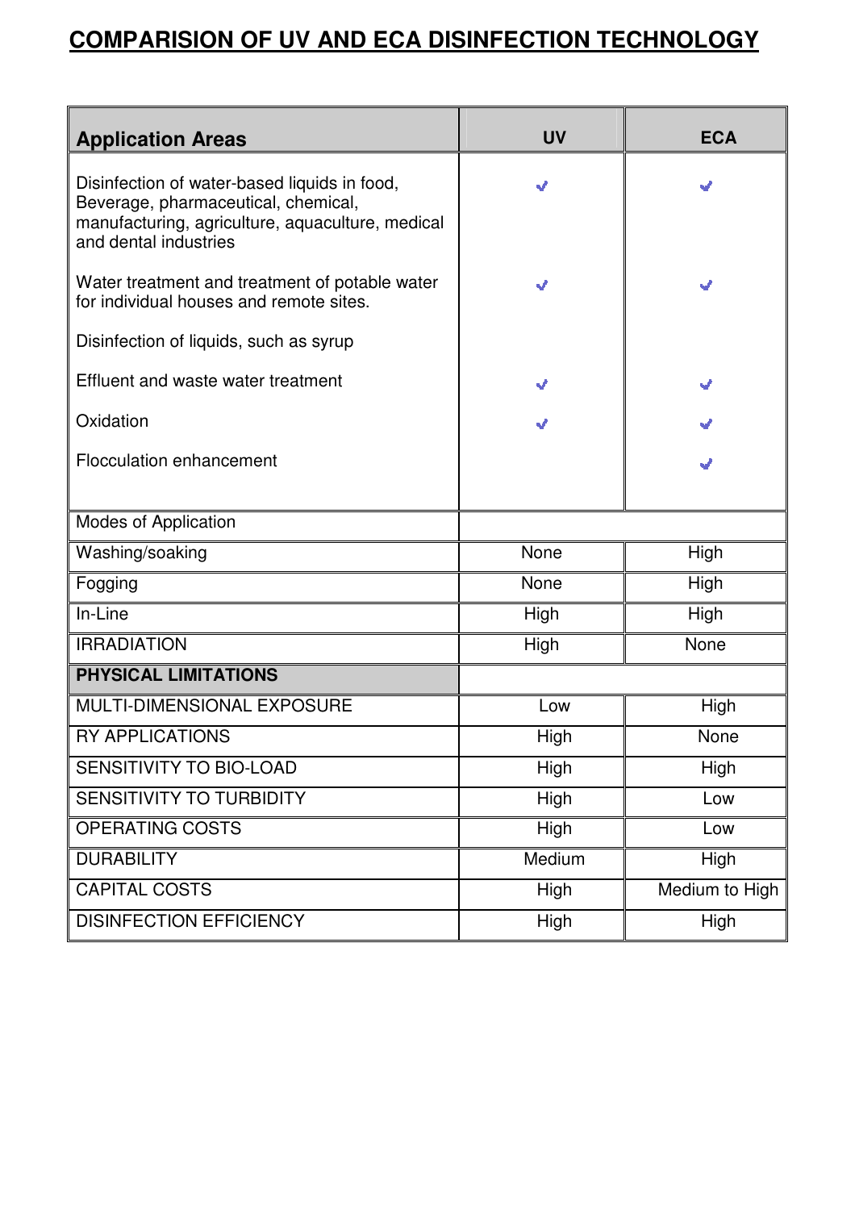# COMPARISION OF UV AND ECA DISINFECTION TECHNOLOGY

| Application Areas | UV | ECA |
|---|---|---|
| Disinfection of water-based liquids in food, Beverage, pharmaceutical, chemical, manufacturing, agriculture, aquaculture, medical and dental industries | ✓ | ✓ |
| Water treatment and treatment of potable water for individual houses and remote sites. | ✓ | ✓ |
| Disinfection of liquids, such as syrup | | |
| Effluent and waste water treatment | ✓ | ✓ |
| Oxidation | ✓ | ✓ |
| Flocculation enhancement | | ✓ |
| Modes of Application | | |
| Washing/soaking | None | High |
| Fogging | None | High |
| In-Line | High | High |
| IRRADIATION | High | None |
| **PHYSICAL LIMITATIONS** | | |
| MULTI-DIMENSIONAL EXPOSURE | Low | High |
| RY APPLICATIONS | High | None |
| SENSITIVITY TO BIO-LOAD | High | High |
| SENSITIVITY TO TURBIDITY | High | Low |
| OPERATING COSTS | High | Low |
| DURABILITY | Medium | High |
| CAPITAL COSTS | High | Medium to High |
| DISINFECTION EFFICIENCY | High | High |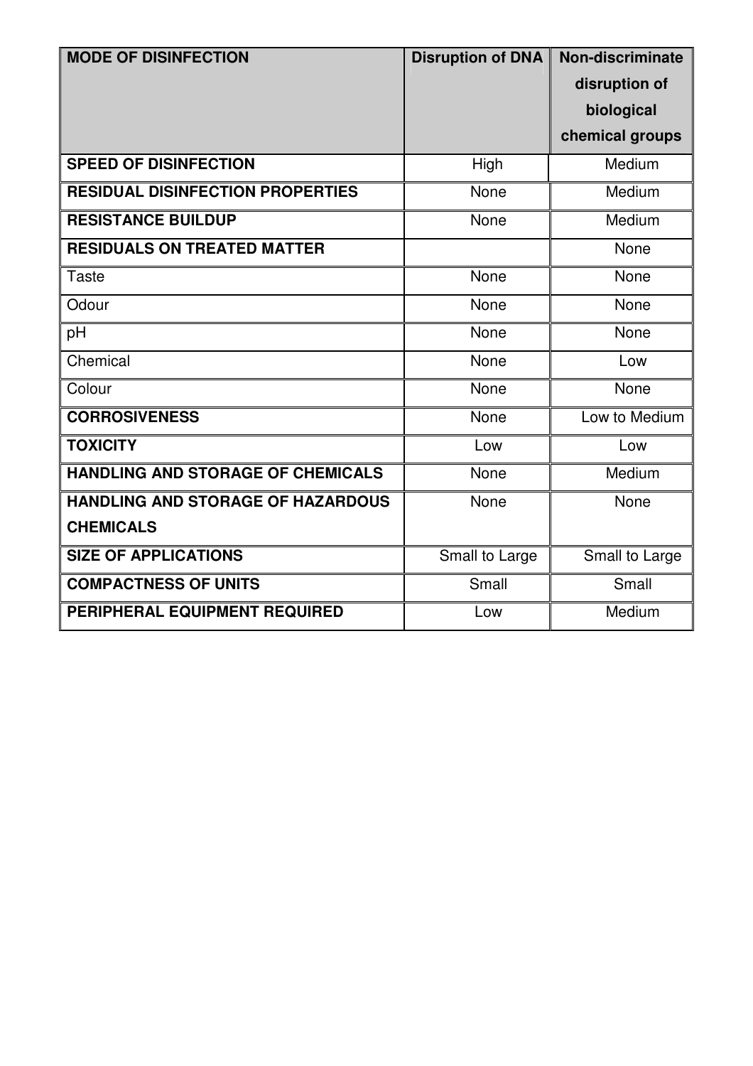| MODE OF DISINFECTION | Disruption of DNA | Non-discriminate disruption of biological chemical groups |
|---|---|---|
| **SPEED OF DISINFECTION** | High | Medium |
| **RESIDUAL DISINFECTION PROPERTIES** | None | Medium |
| **RESISTANCE BUILDUP** | None | Medium |
| **RESIDUALS ON TREATED MATTER** | | None |
| Taste | None | None |
| Odour | None | None |
| pH | None | None |
| Chemical | None | Low |
| Colour | None | None |
| **CORROSIVENESS** | None | Low to Medium |
| **TOXICITY** | Low | Low |
| **HANDLING AND STORAGE OF CHEMICALS** | None | Medium |
| **HANDLING AND STORAGE OF HAZARDOUS CHEMICALS** | None | None |
| **SIZE OF APPLICATIONS** | Small to Large | Small to Large |
| **COMPACTNESS OF UNITS** | Small | Small |
| **PERIPHERAL EQUIPMENT REQUIRED** | Low | Medium |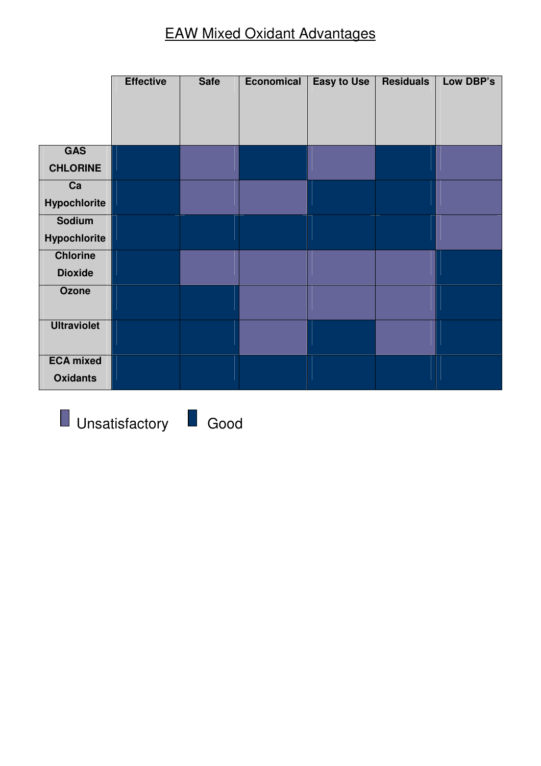# EAW Mixed Oxidant Advantages

| | Effective | Safe | Economical | Easy to Use | Residuals | Low DBP's |
|---|---|---|---|---|---|---|
| GAS CHLORINE | Good | Unsatisfactory | Good | Unsatisfactory | Good | Unsatisfactory |
| Ca Hypochlorite | Good | Unsatisfactory | Unsatisfactory | Good | Good | Unsatisfactory |
| Sodium Hypochlorite | Good | Good | Good | Good | Good | Unsatisfactory |
| Chlorine Dioxide | Good | Unsatisfactory | Unsatisfactory | Unsatisfactory | Unsatisfactory | Good |
| Ozone | Good | Good | Unsatisfactory | Unsatisfactory | Unsatisfactory | Good |
| Ultraviolet | Good | Good | Unsatisfactory | Good | Unsatisfactory | Good |
| ECA mixed Oxidants | Good | Good | Good | Good | Good | Good |

Unsatisfactory    Good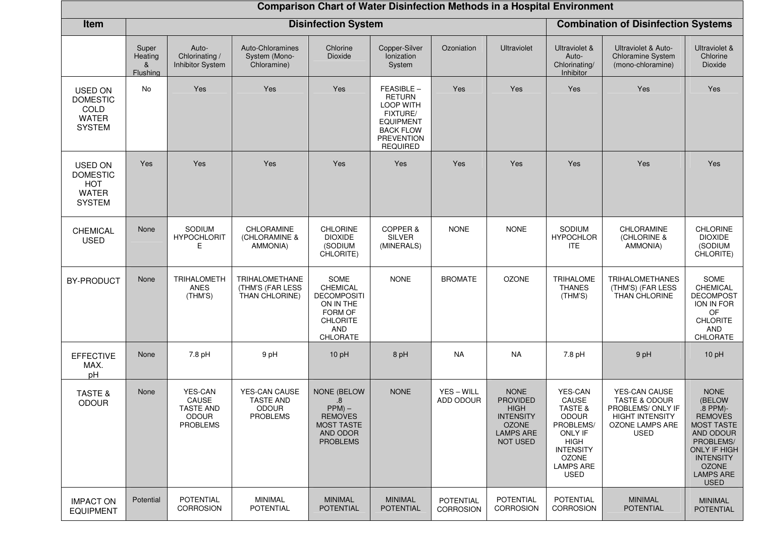# Comparison Chart of Water Disinfection Methods in a Hospital Environment

| Item | Disinfection System | | | | | | | Combination of Disinfection Systems | | |
|---|---|---|---|---|---|---|---|---|---|---|
| | Super Heating & Flushing | Auto-Chlorinating / Inhibitor System | Auto-Chloramines System (Mono-Chloramine) | Chlorine Dioxide | Copper-Silver Ionization System | Ozoniation | Ultraviolet | Ultraviolet & Auto-Chlorinating/ Inhibitor | Ultraviolet & Auto-Chloramine System (mono-chloramine) | Ultraviolet & Chlorine Dioxide |
| USED ON DOMESTIC COLD WATER SYSTEM | No | Yes | Yes | Yes | FEASIBLE – RETURN LOOP WITH FIXTURE/ EQUIPMENT BACK FLOW PREVENTION REQUIRED | Yes | Yes | Yes | Yes | Yes |
| USED ON DOMESTIC HOT WATER SYSTEM | Yes | Yes | Yes | Yes | Yes | Yes | Yes | Yes | Yes | Yes |
| CHEMICAL USED | None | SODIUM HYPOCHLORITE | CHLORAMINE (CHLORAMINE & AMMONIA) | CHLORINE DIOXIDE (SODIUM CHLORITE) | COPPER & SILVER (MINERALS) | NONE | NONE | SODIUM HYPOCHLORITE | CHLORAMINE (CHLORINE & AMMONIA) | CHLORINE DIOXIDE (SODIUM CHLORITE) |
| BY-PRODUCT | None | TRIHALOMETHANES (THM'S) | TRIHALOMETHANE (THM'S (FAR LESS THAN CHLORINE) | SOME CHEMICAL DECOMPOSITION IN THE FORM OF CHLORITE AND CHLORATE | NONE | BROMATE | OZONE | TRIHALOMETHANES (THM'S) | TRIHALOMETHANES (THM'S) (FAR LESS THAN CHLORINE | SOME CHEMICAL DECOMPOSTION IN FOR OF CHLORITE AND CHLORATE |
| EFFECTIVE MAX. pH | None | 7.8 pH | 9 pH | 10 pH | 8 pH | NA | NA | 7.8 pH | 9 pH | 10 pH |
| TASTE & ODOUR | None | YES-CAN CAUSE TASTE AND ODOUR PROBLEMS | YES-CAN CAUSE TASTE AND ODOUR PROBLEMS | NONE (BELOW .8 PPM) – REMOVES MOST TASTE AND ODOR PROBLEMS | NONE | YES – WILL ADD ODOUR | NONE PROVIDED HIGH INTENSITY OZONE LAMPS ARE NOT USED | YES-CAN CAUSE TASTE & ODOUR PROBLEMS/ ONLY IF HIGH INTENSITY OZONE LAMPS ARE USED | YES-CAN CAUSE TASTE & ODOUR PROBLEMS/ ONLY IF HIGHT INTENSITY OZONE LAMPS ARE USED | NONE (BELOW .8 PPM)- REMOVES MOST TASTE AND ODOUR PROBLEMS/ ONLY IF HIGH INTENSITY OZONE LAMPS ARE USED |
| IMPACT ON EQUIPMENT | Potential | POTENTIAL CORROSION | MINIMAL POTENTIAL | MINIMAL POTENTIAL | MINIMAL POTENTIAL | POTENTIAL CORROSION | POTENTIAL CORROSION | POTENTIAL CORROSION | MINIMAL POTENTIAL | MINIMAL POTENTIAL |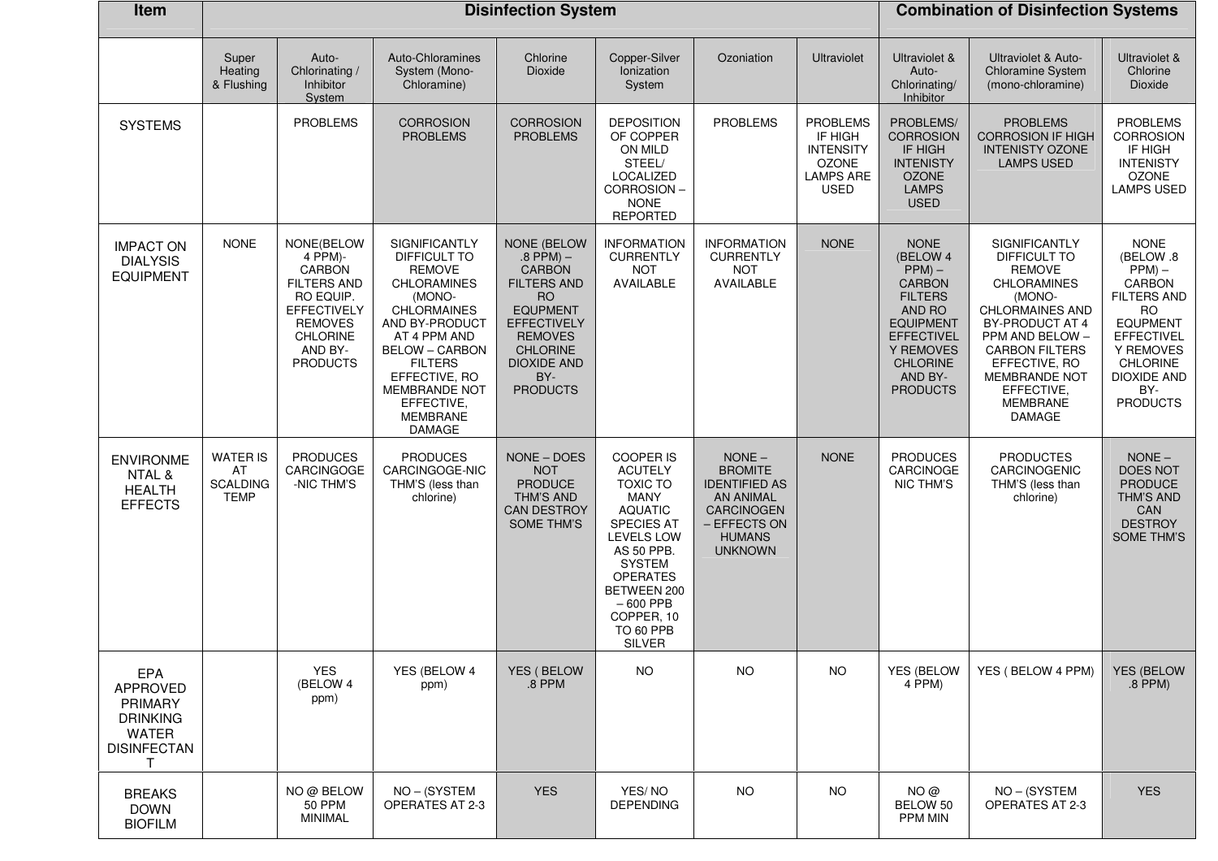| Item | Disinfection System | | | | | | | Combination of Disinfection Systems | | |
|---|---|---|---|---|---|---|---|---|---|---|
| | Super Heating & Flushing | Auto-Chlorinating / Inhibitor System | Auto-Chloramines System (Mono-Chloramine) | Chlorine Dioxide | Copper-Silver Ionization System | Ozoniation | Ultraviolet | Ultraviolet & Auto-Chlorinating/ Inhibitor | Ultraviolet & Auto-Chloramine System (mono-chloramine) | Ultraviolet & Chlorine Dioxide |
| SYSTEMS | | PROBLEMS | CORROSION PROBLEMS | CORROSION PROBLEMS | DEPOSITION OF COPPER ON MILD STEEL/ LOCALIZED CORROSION – NONE REPORTED | PROBLEMS | PROBLEMS IF HIGH INTENSITY OZONE LAMPS ARE USED | PROBLEMS/ CORROSION IF HIGH INTENISTY OZONE LAMPS USED | PROBLEMS CORROSION IF HIGH INTENISTY OZONE LAMPS USED | PROBLEMS CORROSION IF HIGH INTENSITY OZONE LAMPS USED |
| IMPACT ON DIALYSIS EQUIPMENT | NONE | NONE(BELOW 4 PPM)- CARBON FILTERS AND RO EQUIP. EFFECTIVELY REMOVES CHLORINE AND BY-PRODUCTS | SIGNIFICANTLY DIFFICULT TO REMOVE CHLORAMINES (MONO-CHLORMAINES AND BY-PRODUCT AT 4 PPM AND BELOW – CARBON FILTERS EFFECTIVE, RO MEMBRANDE NOT EFFECTIVE, MEMBRANE DAMAGE | NONE (BELOW .8 PPM) – CARBON FILTERS AND RO EQUPMENT EFFECTIVELY REMOVES CHLORINE DIOXIDE AND BY-PRODUCTS | INFORMATION CURRENTLY NOT AVAILABLE | INFORMATION CURRENTLY NOT AVAILABLE | NONE | NONE (BELOW 4 PPM) – CARBON FILTERS AND RO EQUPMENT EFFECTIVELY REMOVES CHLORINE AND BY-PRODUCTS | SIGNIFICANTLY DIFFICULT TO REMOVE CHLORAMINES (MONO-CHLORMAINES AND BY-PRODUCT AT 4 PPM AND BELOW – CARBON FILTERS EFFECTIVE, RO MEMBRANDE NOT EFFECTIVE, MEMBRANE DAMAGE | NONE (BELOW .8 PPM) – CARBON FILTERS AND RO EQUPMENT EFFECTIVELY REMOVES CHLORINE DIOXIDE AND BY-PRODUCTS |
| ENVIRONMENTAL & HEALTH EFFECTS | WATER IS AT SCALDING TEMP | PRODUCES CARCINGOGE-NIC THM'S | PRODUCES CARCINGOGE-NIC THM'S (less than chlorine) | NONE – DOES NOT PRODUCE THM'S AND CAN DESTROY SOME THM'S | COOPER IS ACUTELY TOXIC TO MANY AQUATIC SPECIES AT LEVELS LOW AS 50 PPB. SYSTEM OPERATES BETWEEN 200 – 600 PPB COPPER, 10 TO 60 PPB SILVER | NONE – BROMITE IDENTIFIED AS AN ANIMAL CARCINOGEN – EFFECTS ON HUMANS UNKNOWN | NONE | PRODUCES CARCINOGENIC THM'S | PRODUCTES CARCINOGENIC THM'S (less than chlorine) | NONE – DOES NOT PRODUCE THM'S AND CAN DESTROY SOME THM'S |
| EPA APPROVED PRIMARY DRINKING WATER DISINFECTANT | | YES (BELOW 4 ppm) | YES (BELOW 4 ppm) | YES ( BELOW .8 PPM | NO | NO | NO | YES (BELOW 4 PPM) | YES ( BELOW 4 PPM) | YES (BELOW .8 PPM) |
| BREAKS DOWN BIOFILM | | NO @ BELOW 50 PPM MINIMAL | NO – (SYSTEM OPERATES AT 2-3 | YES | YES/ NO DEPENDING | NO | NO | NO @ BELOW 50 PPM MIN | NO – (SYSTEM OPERATES AT 2-3 | YES |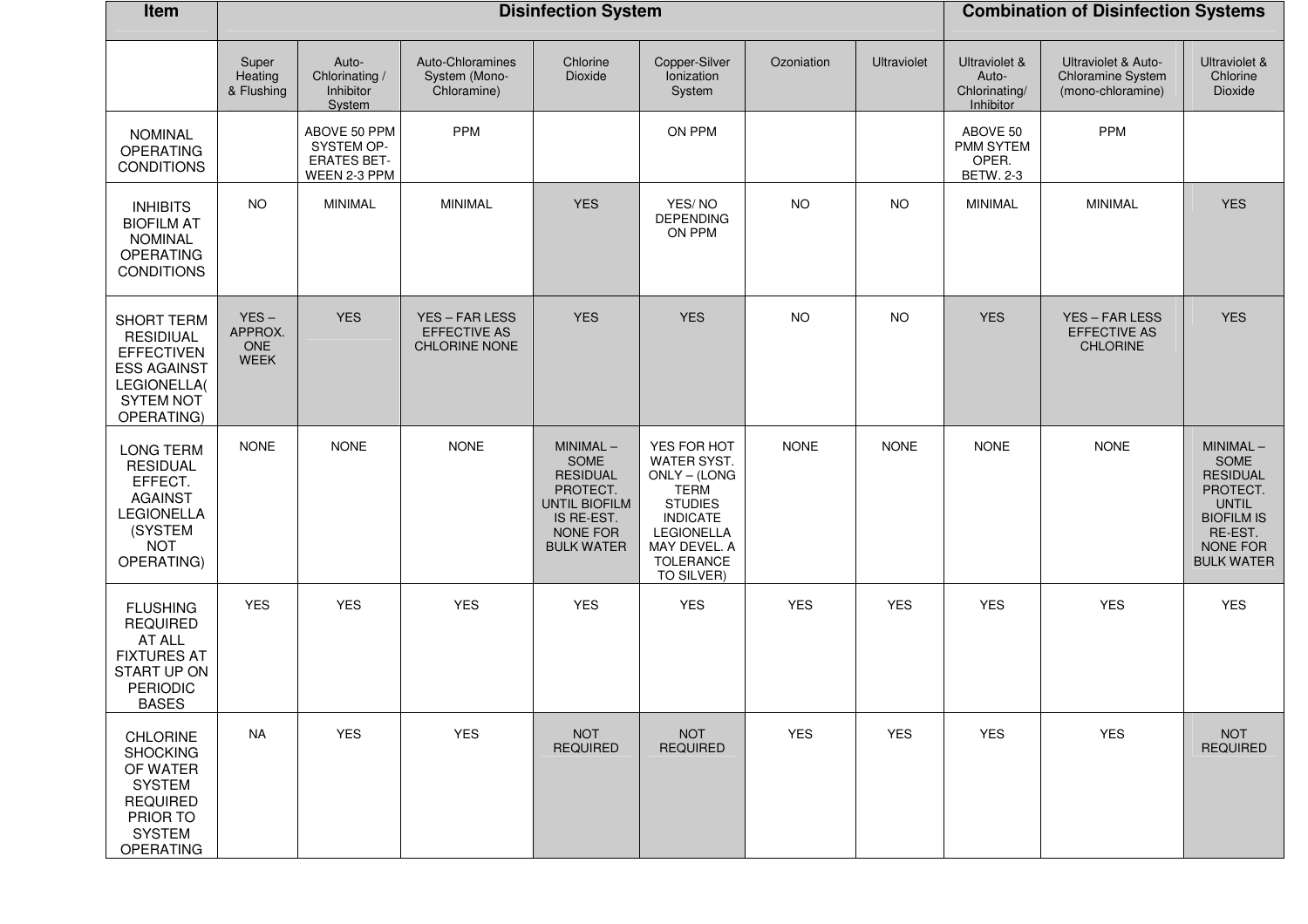| Item | Disinfection System | | | | | | | Combination of Disinfection Systems | | |
|---|---|---|---|---|---|---|---|---|---|---|
| | Super Heating & Flushing | Auto-Chlorinating / Inhibitor System | Auto-Chloramines System (Mono-Chloramine) | Chlorine Dioxide | Copper-Silver Ionization System | Ozoniation | Ultraviolet | Ultraviolet & Auto-Chlorinating/ Inhibitor | Ultraviolet & Auto-Chloramine System (mono-chloramine) | Ultraviolet & Chlorine Dioxide |
| NOMINAL OPERATING CONDITIONS | | ABOVE 50 PPM SYSTEM OP-ERATES BET-WEEN 2-3 PPM | PPM | | ON PPM | | | ABOVE 50 PMM SYTEM OPER. BETW. 2-3 | PPM | |
| INHIBITS BIOFILM AT NOMINAL OPERATING CONDITIONS | NO | MINIMAL | MINIMAL | YES | YES/ NO DEPENDING ON PPM | NO | NO | MINIMAL | MINIMAL | YES |
| SHORT TERM RESIDIUAL EFFECTIVENESS AGAINST LEGIONELLA( SYTEM NOT OPERATING) | YES – APPROX. ONE WEEK | YES | YES – FAR LESS EFFECTIVE AS CHLORINE NONE | YES | YES | NO | NO | YES | YES – FAR LESS EFFECTIVE AS CHLORINE | YES |
| LONG TERM RESIDUAL EFFECT. AGAINST LEGIONELLA (SYSTEM NOT OPERATING) | NONE | NONE | NONE | MINIMAL – SOME RESIDUAL PROTECT. UNTIL BIOFILM IS RE-EST. NONE FOR BULK WATER | YES FOR HOT WATER SYST. ONLY – (LONG TERM STUDIES INDICATE LEGIONELLA MAY DEVEL. A TOLERANCE TO SILVER) | NONE | NONE | NONE | NONE | MINIMAL – SOME RESIDUAL PROTECT. UNTIL BIOFILM IS RE-EST. NONE FOR BULK WATER |
| FLUSHING REQUIRED AT ALL FIXTURES AT START UP ON PERIODIC BASES | YES | YES | YES | YES | YES | YES | YES | YES | YES | YES |
| CHLORINE SHOCKING OF WATER SYSTEM REQUIRED PRIOR TO SYSTEM OPERATING | NA | YES | YES | NOT REQUIRED | NOT REQUIRED | YES | YES | YES | YES | NOT REQUIRED |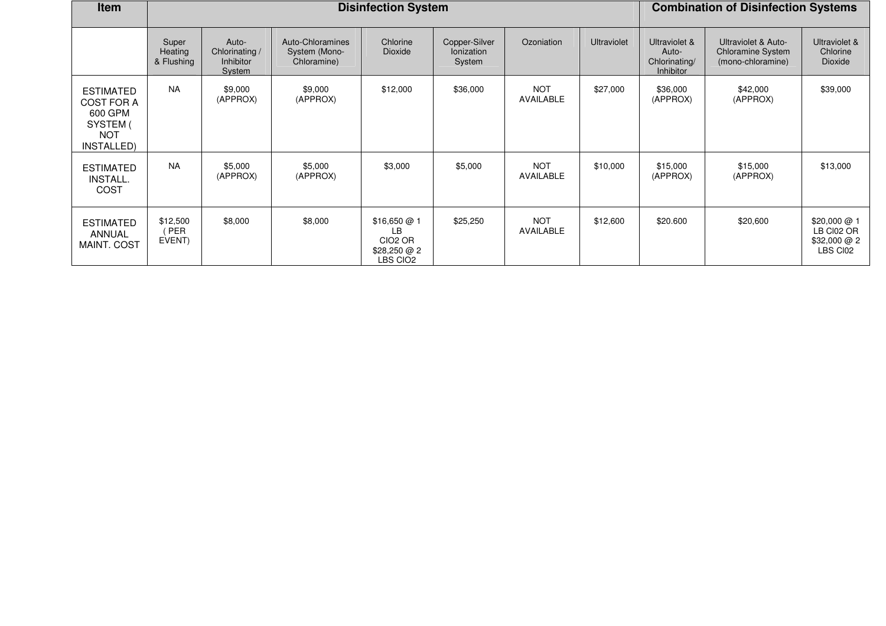| Item | Disinfection System | | | | | | | Combination of Disinfection Systems | | |
|---|---|---|---|---|---|---|---|---|---|---|
| | Super Heating & Flushing | Auto-Chlorinating / Inhibitor System | Auto-Chloramines System (Mono-Chloramine) | Chlorine Dioxide | Copper-Silver Ionization System | Ozoniation | Ultraviolet | Ultraviolet & Auto-Chlorinating/ Inhibitor | Ultraviolet & Auto-Chloramine System (mono-chloramine) | Ultraviolet & Chlorine Dioxide |
| ESTIMATED COST FOR A 600 GPM SYSTEM ( NOT INSTALLED) | NA | $9,000 (APPROX) | $9,000 (APPROX) | $12,000 | $36,000 | NOT AVAILABLE | $27,000 | $36,000 (APPROX) | $42,000 (APPROX) | $39,000 |
| ESTIMATED INSTALL. COST | NA | $5,000 (APPROX) | $5,000 (APPROX) | $3,000 | $5,000 | NOT AVAILABLE | $10,000 | $15,000 (APPROX) | $15,000 (APPROX) | $13,000 |
| ESTIMATED ANNUAL MAINT. COST | $12,500 ( PER EVENT) | $8,000 | $8,000 | $16,650 @ 1 LB ClO2 OR $28,250 @ 2 LBS ClO2 | $25,250 | NOT AVAILABLE | $12,600 | $20.600 | $20,600 | $20,000 @ 1 LB Cl02 OR $32,000 @ 2 LBS Cl02 |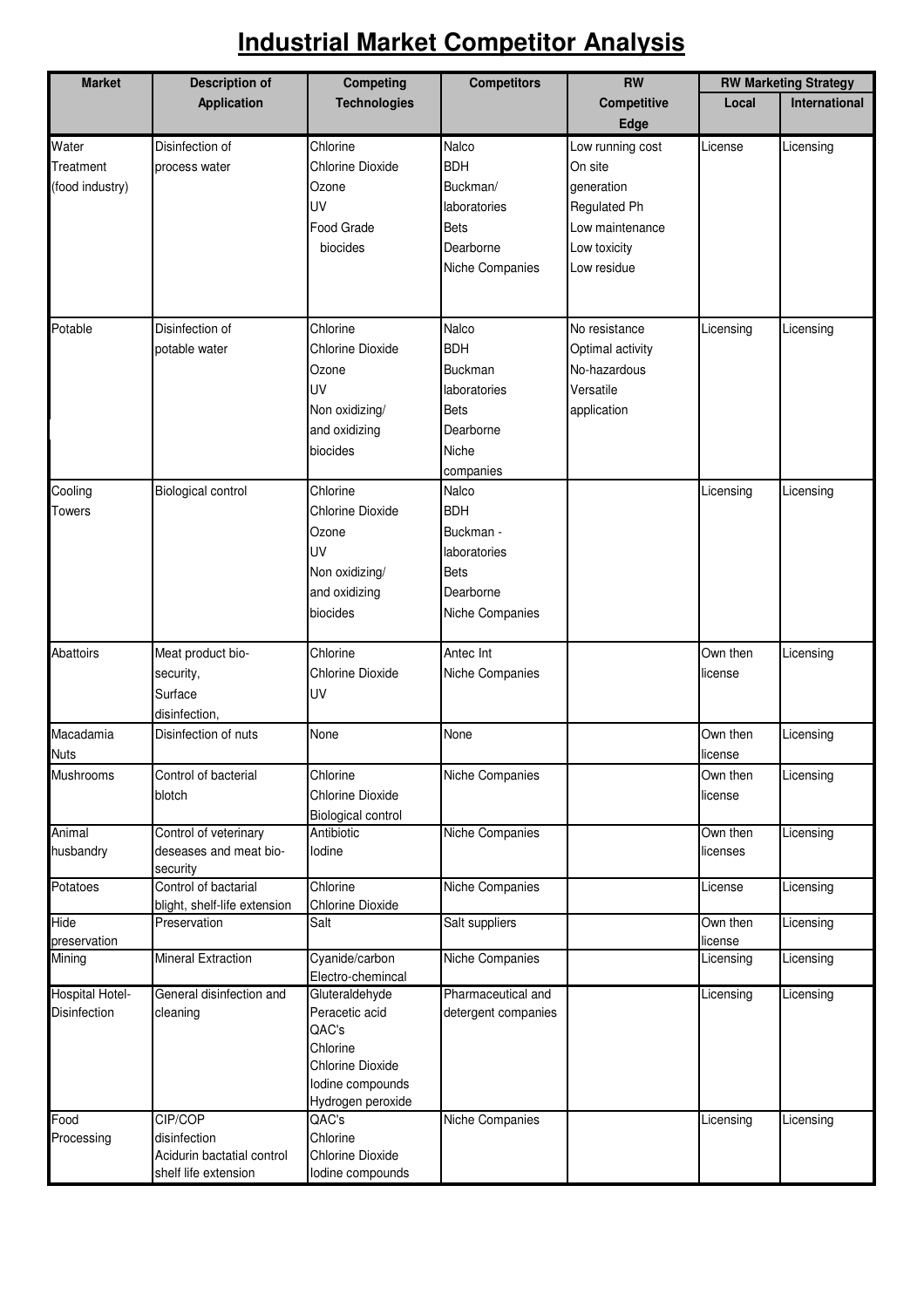# Industrial Market Competitor Analysis

| Market | Description of Application | Competing Technologies | Competitors | RW Competitive Edge | RW Marketing Strategy | |
|---|---|---|---|---|---|---|
| | | | | | Local | International |
| Water Treatment (food industry) | Disinfection of process water | Chlorine<br>Chlorine Dioxide<br>Ozone<br>UV<br>Food Grade biocides | Nalco<br>BDH<br>Buckman/ laboratories<br>Bets<br>Dearborne<br>Niche Companies | Low running cost<br>On site generation<br>Regulated Ph<br>Low maintenance<br>Low toxicity<br>Low residue | License | Licensing |
| Potable | Disinfection of potable water | Chlorine<br>Chlorine Dioxide<br>Ozone<br>UV<br>Non oxidizing/ and oxidizing biocides | Nalco<br>BDH<br>Buckman laboratories<br>Bets<br>Dearborne<br>Niche companies | No resistance<br>Optimal activity<br>No-hazardous<br>Versatile application | Licensing | Licensing |
| Cooling Towers | Biological control | Chlorine<br>Chlorine Dioxide<br>Ozone<br>UV<br>Non oxidizing/ and oxidizing biocides | Nalco<br>BDH<br>Buckman - laboratories<br>Bets<br>Dearborne<br>Niche Companies | | Licensing | Licensing |
| Abattoirs | Meat product bio-security, Surface disinfection, | Chlorine<br>Chlorine Dioxide<br>UV | Antec Int<br>Niche Companies | | Own then license | Licensing |
| Macadamia Nuts | Disinfection of nuts | None | None | | Own then license | Licensing |
| Mushrooms | Control of bacterial blotch | Chlorine<br>Chlorine Dioxide<br>Biological control | Niche Companies | | Own then license | Licensing |
| Animal husbandry | Control of veterinary deseases and meat bio-security | Antibiotic<br>Iodine | Niche Companies | | Own then licenses | Licensing |
| Potatoes | Control of bactarial blight, shelf-life extension | Chlorine<br>Chlorine Dioxide | Niche Companies | | License | Licensing |
| Hide preservation | Preservation | Salt | Salt suppliers | | Own then license | Licensing |
| Mining | Mineral Extraction | Cyanide/carbon<br>Electro-chemincal | Niche Companies | | Licensing | Licensing |
| Hospital Hotel-Disinfection | General disinfection and cleaning | Gluteraldehyde<br>Peracetic acid<br>QAC's<br>Chlorine<br>Chlorine Dioxide<br>Iodine compounds<br>Hydrogen peroxide | Pharmaceutical and detergent companies | | Licensing | Licensing |
| Food Processing | CIP/COP disinfection<br>Acidurin bactatial control shelf life extension | QAC's<br>Chlorine<br>Chlorine Dioxide<br>Iodine compounds | Niche Companies | | Licensing | Licensing |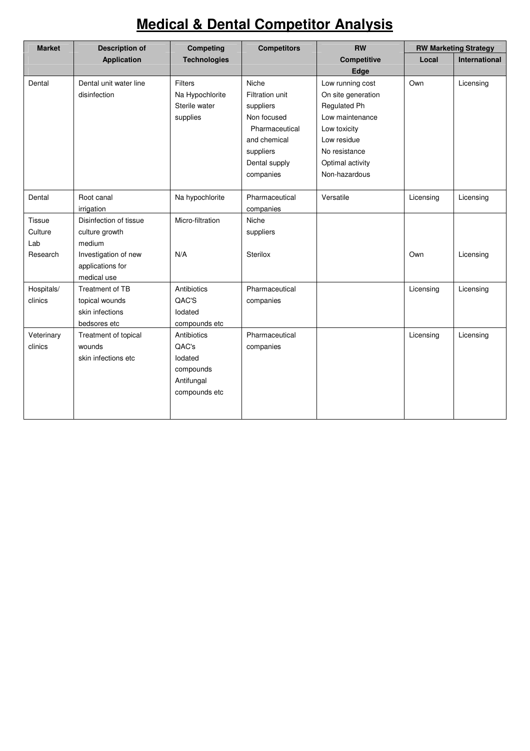# Medical & Dental Competitor Analysis

| Market | Description of Application | Competing Technologies | Competitors | RW Competitive Edge | RW Marketing Strategy | |
|---|---|---|---|---|---|---|
| | | | | | Local | International |
| Dental | Dental unit water line disinfection | Filters<br>Na Hypochlorite<br>Sterile water supplies | Niche<br>Filtration unit suppliers<br>Non focused Pharmaceutical and chemical suppliers<br>Dental supply companies | Low running cost<br>On site generation<br>Regulated Ph<br>Low maintenance<br>Low toxicity<br>Low residue<br>No resistance<br>Optimal activity<br>Non-hazardous | Own | Licensing |
| Dental | Root canal irrigation | Na hypochlorite | Pharmaceutical companies | Versatile | Licensing | Licensing |
| Tissue Culture | Disinfection of tissue culture growth medium | Micro-filtration | Niche suppliers | | | |
| Lab Research | Investigation of new applications for medical use | N/A | Sterilox | | Own | Licensing |
| Hospitals/ clinics | Treatment of TB<br>topical wounds<br>skin infections<br>bedsores etc | Antibiotics<br>QAC'S<br>Iodated compounds etc | Pharmaceutical companies | | Licensing | Licensing |
| Veterinary clinics | Treatment of topical wounds<br>skin infections etc | Antibiotics<br>QAC's<br>Iodated compounds<br>Antifungal compounds etc | Pharmaceutical companies | | Licensing | Licensing |